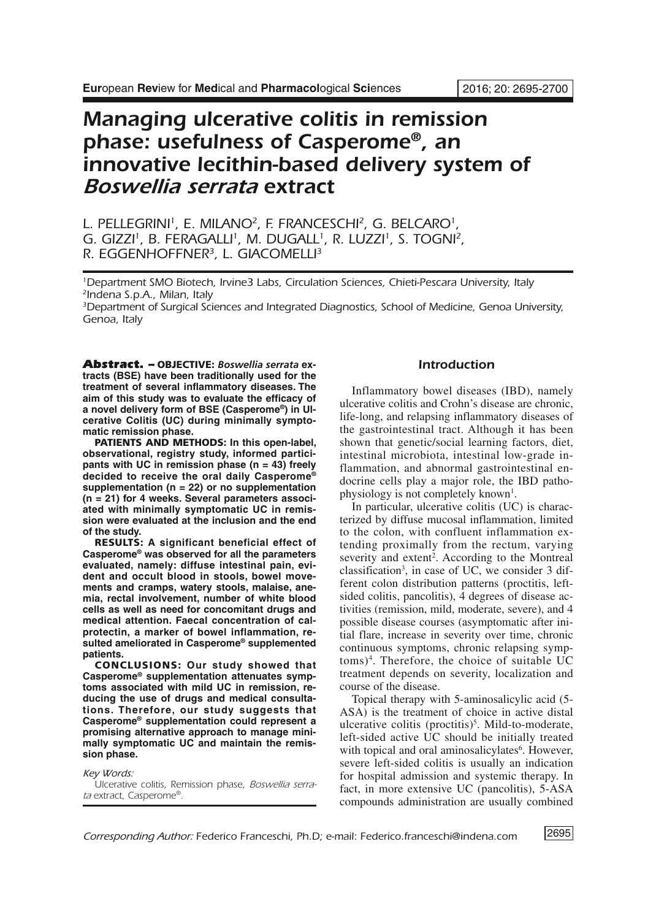# *Managing ulcerative colitis in remission phase: usefulness of Casperome®, an innovative lecithin-based delivery system of Boswellia serrata extract*

L. PELLEGRINI[1], E. MILANO[2], F. FRANCESCHI[2], G. BELCARO[1], G. GIZZI[1], B. FERAGALLI[1], M. DUGALL[1], R. LUZZI[1], S. TOGNI[2], R. EGGENHOFFNER[3], L. GIACOMELLI[3]

[1]Department SMO Biotech, Irvine3 Labs, Circulation Sciences, Chieti-Pescara University, Italy
[2]Indena S.p.A., Milan, Italy
[3]Department of Surgical Sciences and Integrated Diagnostics, School of Medicine, Genoa University, Genoa, Italy

**Abstract. – OBJECTIVE:** ***Boswellia serrata*** **extracts (BSE) have been traditionally used for the treatment of several inflammatory diseases. The aim of this study was to evaluate the efficacy of a novel delivery form of BSE (Casperome®) in Ulcerative Colitis (UC) during minimally symptomatic remission phase.**

**PATIENTS AND METHODS: In this open-label, observational, registry study, informed participants with UC in remission phase (n = 43) freely decided to receive the oral daily Casperome® supplementation (n = 22) or no supplementation (n = 21) for 4 weeks. Several parameters associated with minimally symptomatic UC in remission were evaluated at the inclusion and the end of the study.**

**RESULTS: A significant beneficial effect of Casperome® was observed for all the parameters evaluated, namely: diffuse intestinal pain, evident and occult blood in stools, bowel movements and cramps, watery stools, malaise, anemia, rectal involvement, number of white blood cells as well as need for concomitant drugs and medical attention. Faecal concentration of calprotectin, a marker of bowel inflammation, resulted ameliorated in Casperome® supplemented patients.**

**CONCLUSIONS: Our study showed that Casperome® supplementation attenuates symptoms associated with mild UC in remission, reducing the use of drugs and medical consultations. Therefore, our study suggests that Casperome® supplementation could represent a promising alternative approach to manage minimally symptomatic UC and maintain the remission phase.**

*Key Words:*
Ulcerative colitis, Remission phase, *Boswellia serrata* extract, Casperome®.

## Introduction

Inflammatory bowel diseases (IBD), namely ulcerative colitis and Crohn's disease are chronic, life-long, and relapsing inflammatory diseases of the gastrointestinal tract. Although it has been shown that genetic/social learning factors, diet, intestinal microbiota, intestinal low-grade inflammation, and abnormal gastrointestinal endocrine cells play a major role, the IBD pathophysiology is not completely known[1].

In particular, ulcerative colitis (UC) is characterized by diffuse mucosal inflammation, limited to the colon, with confluent inflammation extending proximally from the rectum, varying severity and extent[2]. According to the Montreal classification[3], in case of UC, we consider 3 different colon distribution patterns (proctitis, left-sided colitis, pancolitis), 4 degrees of disease activities (remission, mild, moderate, severe), and 4 possible disease courses (asymptomatic after initial flare, increase in severity over time, chronic continuous symptoms, chronic relapsing symptoms)[4]. Therefore, the choice of suitable UC treatment depends on severity, localization and course of the disease.

Topical therapy with 5-aminosalicylic acid (5-ASA) is the treatment of choice in active distal ulcerative colitis (proctitis)[5]. Mild-to-moderate, left-sided active UC should be initially treated with topical and oral aminosalicylates[6]. However, severe left-sided colitis is usually an indication for hospital admission and systemic therapy. In fact, in more extensive UC (pancolitis), 5-ASA compounds administration are usually combined

*Corresponding Author:* Federico Franceschi, Ph.D; e-mail: Federico.franceschi@indena.com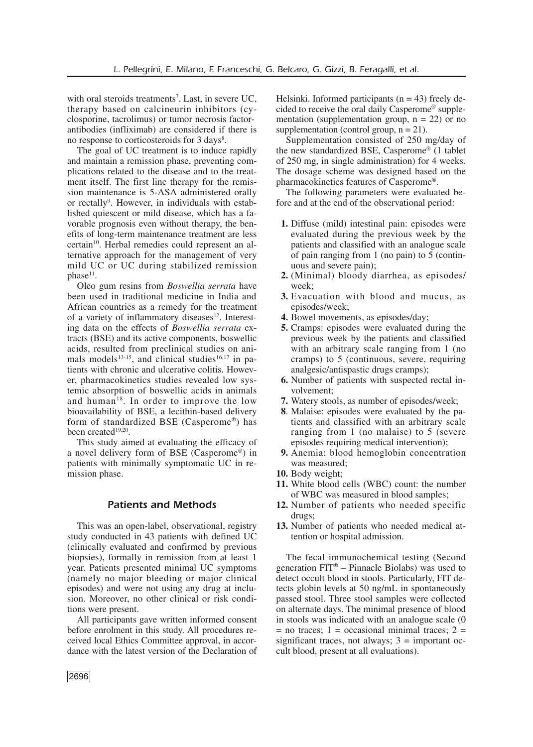with oral steroids treatments[7]. Last, in severe UC, therapy based on calcineurin inhibitors (cyclosporine, tacrolimus) or tumor necrosis factor-antibodies (infliximab) are considered if there is no response to corticosteroids for 3 days[8].

The goal of UC treatment is to induce rapidly and maintain a remission phase, preventing complications related to the disease and to the treatment itself. The first line therapy for the remission maintenance is 5-ASA administered orally or rectally[9]. However, in individuals with established quiescent or mild disease, which has a favorable prognosis even without therapy, the benefits of long-term maintenance treatment are less certain[10]. Herbal remedies could represent an alternative approach for the management of very mild UC or UC during stabilized remission phase[11].

Oleo gum resins from *Boswellia serrata* have been used in traditional medicine in India and African countries as a remedy for the treatment of a variety of inflammatory diseases[12]. Interesting data on the effects of *Boswellia serrata* extracts (BSE) and its active components, boswellic acids, resulted from preclinical studies on animals models[13-15], and clinical studies[16,17] in patients with chronic and ulcerative colitis. However, pharmacokinetics studies revealed low systemic absorption of boswellic acids in animals and human[18]. In order to improve the low bioavailability of BSE, a lecithin-based delivery form of standardized BSE (Casperome®) has been created[19,20].

This study aimed at evaluating the efficacy of a novel delivery form of BSE (Casperome®) in patients with minimally symptomatic UC in remission phase.

## Patients and Methods

This was an open-label, observational, registry study conducted in 43 patients with defined UC (clinically evaluated and confirmed by previous biopsies), formally in remission from at least 1 year. Patients presented minimal UC symptoms (namely no major bleeding or major clinical episodes) and were not using any drug at inclusion. Moreover, no other clinical or risk conditions were present.

All participants gave written informed consent before enrolment in this study. All procedures received local Ethics Committee approval, in accordance with the latest version of the Declaration of Helsinki. Informed participants (n = 43) freely decided to receive the oral daily Casperome® supplementation (supplementation group, n = 22) or no supplementation (control group, n = 21).

Supplementation consisted of 250 mg/day of the new standardized BSE, Casperome® (1 tablet of 250 mg, in single administration) for 4 weeks. The dosage scheme was designed based on the pharmacokinetics features of Casperome®.

The following parameters were evaluated before and at the end of the observational period:

1. Diffuse (mild) intestinal pain: episodes were evaluated during the previous week by the patients and classified with an analogue scale of pain ranging from 1 (no pain) to 5 (continuous and severe pain);
2. (Minimal) bloody diarrhea, as episodes/week;
3. Evacuation with blood and mucus, as episodes/week;
4. Bowel movements, as episodes/day;
5. Cramps: episodes were evaluated during the previous week by the patients and classified with an arbitrary scale ranging from 1 (no cramps) to 5 (continuous, severe, requiring analgesic/antispastic drugs cramps);
6. Number of patients with suspected rectal involvement;
7. Watery stools, as number of episodes/week;
8. Malaise: episodes were evaluated by the patients and classified with an arbitrary scale ranging from 1 (no malaise) to 5 (severe episodes requiring medical intervention);
9. Anemia: blood hemoglobin concentration was measured;
10. Body weight;
11. White blood cells (WBC) count: the number of WBC was measured in blood samples;
12. Number of patients who needed specific drugs;
13. Number of patients who needed medical attention or hospital admission.

The fecal immunochemical testing (Second generation FIT® – Pinnacle Biolabs) was used to detect occult blood in stools. Particularly, FIT detects globin levels at 50 ng/mL in spontaneously passed stool. Three stool samples were collected on alternate days. The minimal presence of blood in stools was indicated with an analogue scale (0 = no traces; 1 = occasional minimal traces; 2 = significant traces, not always; 3 = important occult blood, present at all evaluations).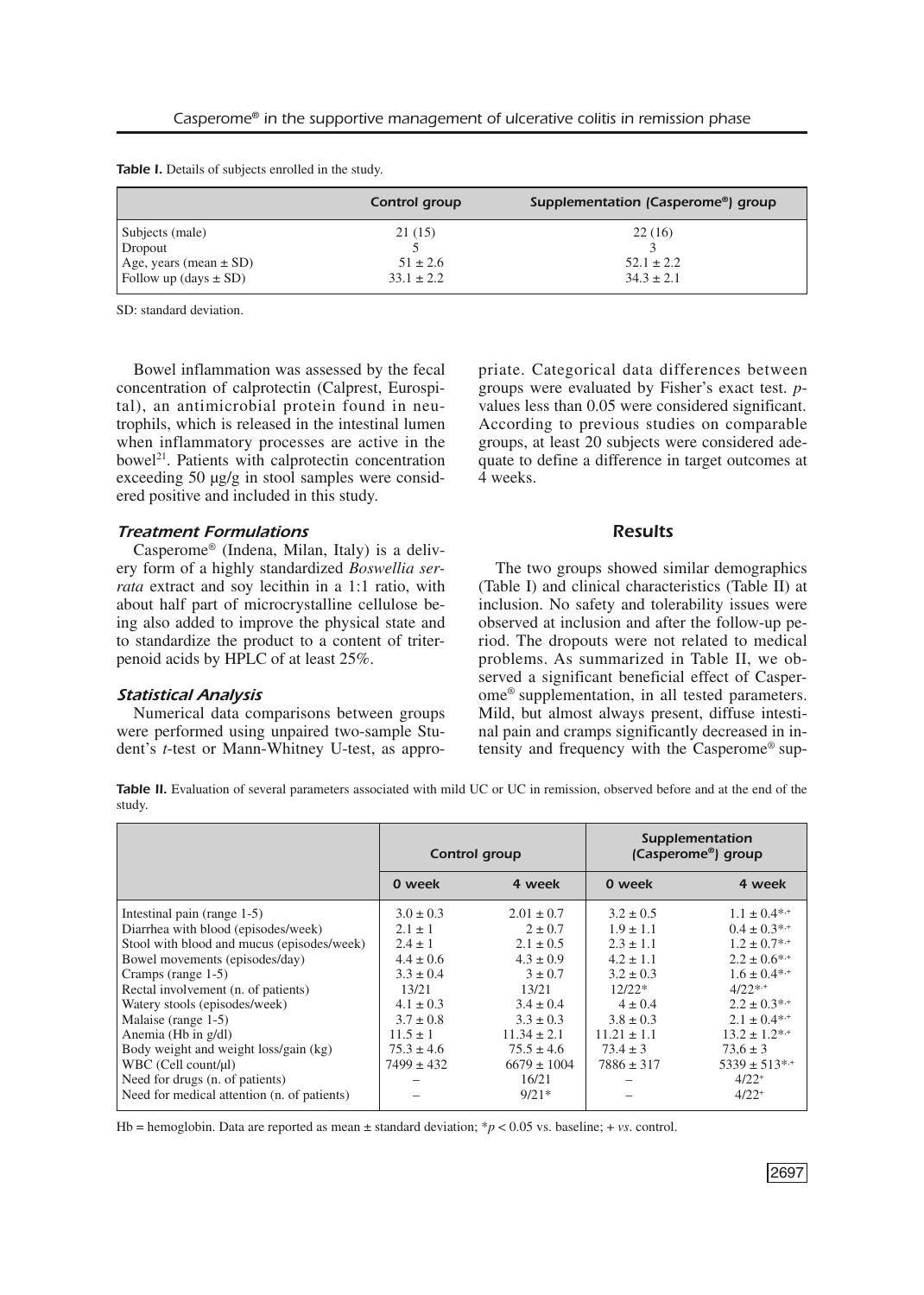**Table I.** Details of subjects enrolled in the study.

| | Control group | Supplementation (Casperome®) group |
|---|---|---|
| Subjects (male) | 21 (15) | 22 (16) |
| Dropout | 5 | 3 |
| Age, years (mean ± SD) | 51 ± 2.6 | 52.1 ± 2.2 |
| Follow up (days ± SD) | 33.1 ± 2.2 | 34.3 ± 2.1 |

SD: standard deviation.

Bowel inflammation was assessed by the fecal concentration of calprotectin (Calprest, Eurospital), an antimicrobial protein found in neutrophils, which is released in the intestinal lumen when inflammatory processes are active in the bowel[21]. Patients with calprotectin concentration exceeding 50 μg/g in stool samples were considered positive and included in this study.

### Treatment Formulations

Casperome® (Indena, Milan, Italy) is a delivery form of a highly standardized *Boswellia serrata* extract and soy lecithin in a 1:1 ratio, with about half part of microcrystalline cellulose being also added to improve the physical state and to standardize the product to a content of triterpenoid acids by HPLC of at least 25%.

### Statistical Analysis

Numerical data comparisons between groups were performed using unpaired two-sample Student's *t*-test or Mann-Whitney U-test, as appropriate. Categorical data differences between groups were evaluated by Fisher's exact test. *p*-values less than 0.05 were considered significant. According to previous studies on comparable groups, at least 20 subjects were considered adequate to define a difference in target outcomes at 4 weeks.

## Results

The two groups showed similar demographics (Table I) and clinical characteristics (Table II) at inclusion. No safety and tolerability issues were observed at inclusion and after the follow-up period. The dropouts were not related to medical problems. As summarized in Table II, we observed a significant beneficial effect of Casperome® supplementation, in all tested parameters. Mild, but almost always present, diffuse intestinal pain and cramps significantly decreased in intensity and frequency with the Casperome® sup-

**Table II.** Evaluation of several parameters associated with mild UC or UC in remission, observed before and at the end of the study.

| | Control group | | Supplementation (Casperome®) group | |
|---|---|---|---|---|
| | 0 week | 4 week | 0 week | 4 week |
| Intestinal pain (range 1-5) | 3.0 ± 0.3 | 2.01 ± 0.7 | 3.2 ± 0.5 | 1.1 ± 0.4*,+ |
| Diarrhea with blood (episodes/week) | 2.1 ± 1 | 2 ± 0.7 | 1.9 ± 1.1 | 0.4 ± 0.3*,+ |
| Stool with blood and mucus (episodes/week) | 2.4 ± 1 | 2.1 ± 0.5 | 2.3 ± 1.1 | 1.2 ± 0.7*,+ |
| Bowel movements (episodes/day) | 4.4 ± 0.6 | 4.3 ± 0.9 | 4.2 ± 1.1 | 2.2 ± 0.6*,+ |
| Cramps (range 1-5) | 3.3 ± 0.4 | 3 ± 0.7 | 3.2 ± 0.3 | 1.6 ± 0.4*,+ |
| Rectal involvement (n. of patients) | 13/21 | 13/21 | 12/22* | 4/22*,+ |
| Watery stools (episodes/week) | 4.1 ± 0.3 | 3.4 ± 0.4 | 4 ± 0.4 | 2.2 ± 0.3*,+ |
| Malaise (range 1-5) | 3.7 ± 0.8 | 3.3 ± 0.3 | 3.8 ± 0.3 | 2.1 ± 0.4*,+ |
| Anemia (Hb in g/dl) | 11.5 ± 1 | 11.34 ± 2.1 | 11.21 ± 1.1 | 13.2 ± 1.2*,+ |
| Body weight and weight loss/gain (kg) | 75.3 ± 4.6 | 75.5 ± 4.6 | 73.4 ± 3 | 73,6 ± 3 |
| WBC (Cell count/μl) | 7499 ± 432 | 6679 ± 1004 | 7886 ± 317 | 5339 ± 513*,+ |
| Need for drugs (n. of patients) | – | 16/21 | – | 4/22+ |
| Need for medical attention (n. of patients) | – | 9/21* | – | 4/22+ |

Hb = hemoglobin. Data are reported as mean ± standard deviation; *$p < 0.05$ vs. baseline; + *vs*. control.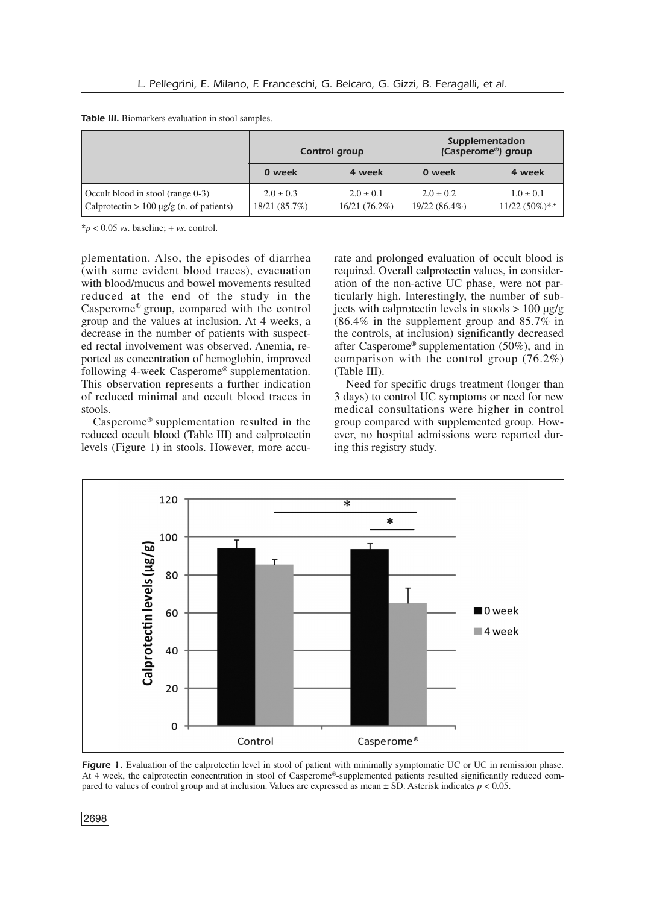**Table III.** Biomarkers evaluation in stool samples.

| | Control group | | Supplementation (Casperome®) group | |
|---|---|---|---|---|
| | 0 week | 4 week | 0 week | 4 week |
| Occult blood in stool (range 0-3) | 2.0 ± 0.3 | 2.0 ± 0.1 | 2.0 ± 0.2 | 1.0 ± 0.1 |
| Calprotectin > 100 μg/g (n. of patients) | 18/21 (85.7%) | 16/21 (76.2%) | 19/22 (86.4%) | 11/22 (50%)*,+ |

*$p < 0.05$ *vs*. baseline; + *vs*. control.

plementation. Also, the episodes of diarrhea (with some evident blood traces), evacuation with blood/mucus and bowel movements resulted reduced at the end of the study in the Casperome® group, compared with the control group and the values at inclusion. At 4 weeks, a decrease in the number of patients with suspected rectal involvement was observed. Anemia, reported as concentration of hemoglobin, improved following 4-week Casperome® supplementation. This observation represents a further indication of reduced minimal and occult blood traces in stools.

Casperome® supplementation resulted in the reduced occult blood (Table III) and calprotectin levels (Figure 1) in stools. However, more accurate and prolonged evaluation of occult blood is required. Overall calprotectin values, in consideration of the non-active UC phase, were not particularly high. Interestingly, the number of subjects with calprotectin levels in stools > 100 μg/g (86.4% in the supplement group and 85.7% in the controls, at inclusion) significantly decreased after Casperome® supplementation (50%), and in comparison with the control group (76.2%) (Table III).

Need for specific drugs treatment (longer than 3 days) to control UC symptoms or need for new medical consultations were higher in control group compared with supplemented group. However, no hospital admissions were reported during this registry study.

**Figure 1.** Evaluation of the calprotectin level in stool of patient with minimally symptomatic UC or UC in remission phase. At 4 week, the calprotectin concentration in stool of Casperome®-supplemented patients resulted significantly reduced compared to values of control group and at inclusion. Values are expressed as mean ± SD. Asterisk indicates $p < 0.05$.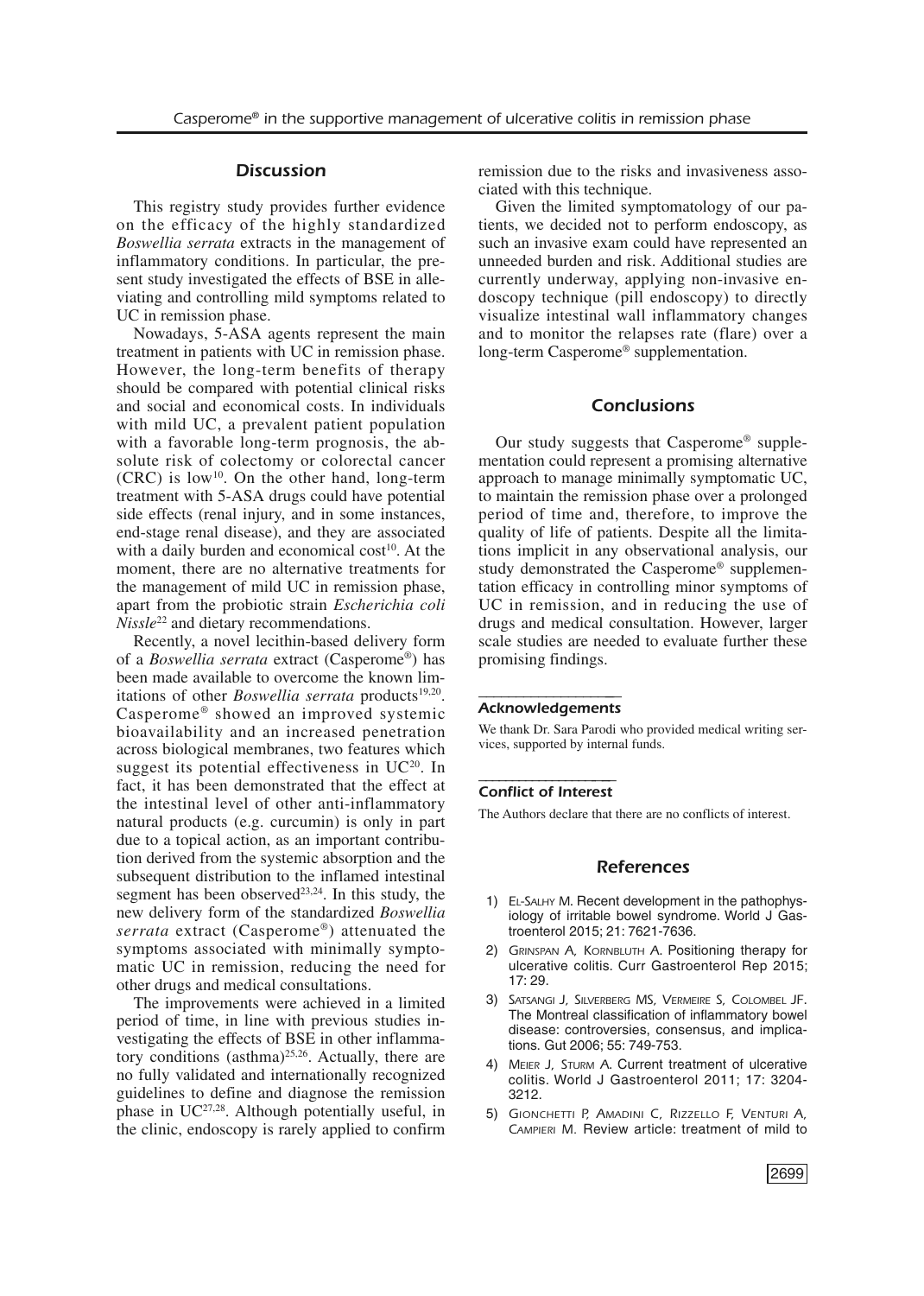## Discussion

This registry study provides further evidence on the efficacy of the highly standardized *Boswellia serrata* extracts in the management of inflammatory conditions. In particular, the present study investigated the effects of BSE in alleviating and controlling mild symptoms related to UC in remission phase.

Nowadays, 5-ASA agents represent the main treatment in patients with UC in remission phase. However, the long-term benefits of therapy should be compared with potential clinical risks and social and economical costs. In individuals with mild UC, a prevalent patient population with a favorable long-term prognosis, the absolute risk of colectomy or colorectal cancer (CRC) is low[10]. On the other hand, long-term treatment with 5-ASA drugs could have potential side effects (renal injury, and in some instances, end-stage renal disease), and they are associated with a daily burden and economical cost[10]. At the moment, there are no alternative treatments for the management of mild UC in remission phase, apart from the probiotic strain *Escherichia coli Nissle*[22] and dietary recommendations.

Recently, a novel lecithin-based delivery form of a *Boswellia serrata* extract (Casperome®) has been made available to overcome the known limitations of other *Boswellia serrata* products[19,20]. Casperome® showed an improved systemic bioavailability and an increased penetration across biological membranes, two features which suggest its potential effectiveness in UC[20]. In fact, it has been demonstrated that the effect at the intestinal level of other anti-inflammatory natural products (e.g. curcumin) is only in part due to a topical action, as an important contribution derived from the systemic absorption and the subsequent distribution to the inflamed intestinal segment has been observed[23,24]. In this study, the new delivery form of the standardized *Boswellia serrata* extract (Casperome®) attenuated the symptoms associated with minimally symptomatic UC in remission, reducing the need for other drugs and medical consultations.

The improvements were achieved in a limited period of time, in line with previous studies investigating the effects of BSE in other inflammatory conditions (asthma)[25,26]. Actually, there are no fully validated and internationally recognized guidelines to define and diagnose the remission phase in UC[27,28]. Although potentially useful, in the clinic, endoscopy is rarely applied to confirm remission due to the risks and invasiveness associated with this technique.

Given the limited symptomatology of our patients, we decided not to perform endoscopy, as such an invasive exam could have represented an unneeded burden and risk. Additional studies are currently underway, applying non-invasive endoscopy technique (pill endoscopy) to directly visualize intestinal wall inflammatory changes and to monitor the relapses rate (flare) over a long-term Casperome® supplementation.

## Conclusions

Our study suggests that Casperome® supplementation could represent a promising alternative approach to manage minimally symptomatic UC, to maintain the remission phase over a prolonged period of time and, therefore, to improve the quality of life of patients. Despite all the limitations implicit in any observational analysis, our study demonstrated the Casperome® supplementation efficacy in controlling minor symptoms of UC in remission, and in reducing the use of drugs and medical consultation. However, larger scale studies are needed to evaluate further these promising findings.

### Acknowledgements

We thank Dr. Sara Parodi who provided medical writing services, supported by internal funds.

### Conflict of Interest

The Authors declare that there are no conflicts of interest.

## References

1) El-Salhy M. Recent development in the pathophysiology of irritable bowel syndrome. World J Gastroenterol 2015; 21: 7621-7636.
2) Grinspan A, Kornbluth A. Positioning therapy for ulcerative colitis. Curr Gastroenterol Rep 2015; 17: 29.
3) Satsangi J, Silverberg MS, Vermeire S, Colombel JF. The Montreal classification of inflammatory bowel disease: controversies, consensus, and implications. Gut 2006; 55: 749-753.
4) Meier J, Sturm A. Current treatment of ulcerative colitis. World J Gastroenterol 2011; 17: 3204-3212.
5) Gionchetti P, Amadini C, Rizzello F, Venturi A, Campieri M. Review article: treatment of mild to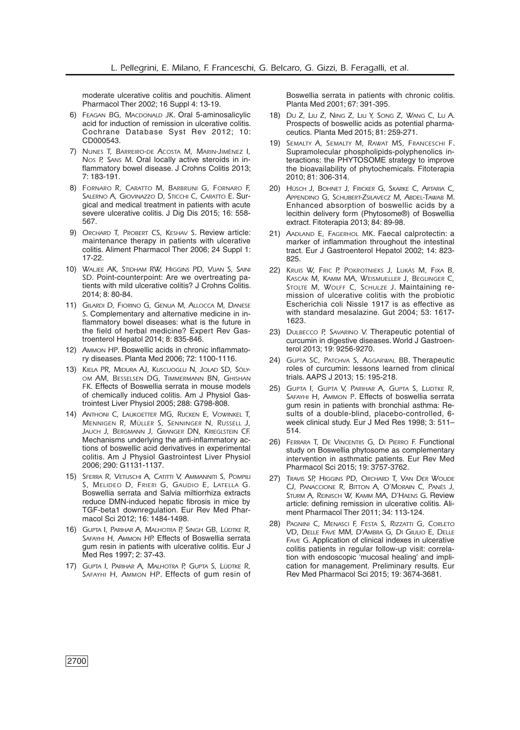moderate ulcerative colitis and pouchitis. Aliment Pharmacol Ther 2002; 16 Suppl 4: 13-19.

6) Feagan BG, Macdonald JK. Oral 5-aminosalicylic acid for induction of remission in ulcerative colitis. Cochrane Database Syst Rev 2012; 10: CD000543.
7) Nunes T, Barreiro-de Acosta M, Marin-Jiménez I, Nos P, Sans M. Oral locally active steroids in inflammatory bowel disease. J Crohns Colitis 2013; 7: 183-191.
8) Fornaro R, Caratto M, Barbruni G, Fornaro F, Salerno A, Giovinazzo D, Sticchi C, Caratto E. Surgical and medical treatment in patients with acute severe ulcerative colitis. J Dig Dis 2015; 16: 558-567.
9) Orchard T, Probert CS, Keshav S. Review article: maintenance therapy in patients with ulcerative colitis. Aliment Pharmacol Ther 2006; 24 Suppl 1: 17-22.
10) Waljee AK, Stidham RW, Higgins PD, Vijan S, Saini SD. Point-counterpoint: Are we overtreating patients with mild ulcerative colitis? J Crohns Colitis. 2014; 8: 80-84.
11) Gilardi D, Fiorino G, Genua M, Allocca M, Danese S. Complementary and alternative medicine in inflammatory bowel diseases: what is the future in the field of herbal medicine? Expert Rev Gastroenterol Hepatol 2014; 8: 835-846.
12) Ammon HP. Boswellic acids in chronic inflammatory diseases. Planta Med 2006; 72: 1100-1116.
13) Kiela PR, Midura AJ, Kuscuoglu N, Jolad SD, Sólyom AM, Besselsen DG, Timmermann BN, Ghishan FK. Effects of Boswellia serrata in mouse models of chemically induced colitis. Am J Physiol Gastrointest Liver Physiol 2005; 288: G798-808.
14) Anthoni C, Laukoetter MG, Rijcken E, Vowinkel T, Mennigen R, Müller S, Senninger N, Russell J, Jauch J, Bergmann J, Granger DN, Krieglstein CF. Mechanisms underlying the anti-inflammatory actions of boswellic acid derivatives in experimental colitis. Am J Physiol Gastrointest Liver Physiol 2006; 290: G1131-1137.
15) Sferra R, Vetuschi A, Catitti V, Ammanniti S, Pompili S, Melideo D, Frieri G, Gaudio E, Latella G. Boswellia serrata and Salvia miltiorrhiza extracts reduce DMN-induced hepatic fibrosis in mice by TGF-beta1 downregulation. Eur Rev Med Pharmacol Sci 2012; 16: 1484-1498.
16) Gupta I, Parihar A, Malhotra P, Singh GB, Lüdtke R, Safayhi H, Ammon HP. Effects of Boswellia serrata gum resin in patients with ulcerative colitis. Eur J Med Res 1997; 2: 37-43.
17) Gupta I, Parihar A, Malhotra P, Gupta S, Lüdtke R, Safayhi H, Ammon HP. Effects of gum resin of Boswellia serrata in patients with chronic colitis. Planta Med 2001; 67: 391-395.
18) Du Z, Liu Z, Ning Z, Liu Y, Song Z, Wang C, Lu A. Prospects of boswellic acids as potential pharmaceutics. Planta Med 2015; 81: 259-271.
19) Semalty A, Semalty M, Rawat MS, Franceschi F. Supramolecular phospholipids-polyphenolics interactions: the PHYTOSOME strategy to improve the bioavailability of phytochemicals. Fitoterapia 2010; 81: 306-314.
20) Hüsch J, Bohnet J, Fricker G, Skarke C, Artaria C, Appendino G, Schubert-Zsilavecz M, Abdel-Tawab M. Enhanced absorption of boswellic acids by a lecithin delivery form (Phytosome®) of Boswellia extract. Fitoterapia 2013; 84: 89-98.
21) Aadland E, Fagerhol MK. Faecal calprotectin: a marker of inflammation throughout the intestinal tract. Eur J Gastroenterol Hepatol 2002; 14: 823-825.
22) Kruis W, Fric P, Pokrotnieks J, Lukás M, Fixa B, Kascák M, Kamm MA, Weismueller J, Beglinger C, Stolte M, Wolff C, Schulze J. Maintaining remission of ulcerative colitis with the probiotic Escherichia coli Nissle 1917 is as effective as with standard mesalazine. Gut 2004; 53: 1617-1623.
23) Dulbecco P, Savarino V. Therapeutic potential of curcumin in digestive diseases. World J Gastroenterol 2013; 19: 9256-9270.
24) Gupta SC, Patchva S, Aggarwal BB. Therapeutic roles of curcumin: lessons learned from clinical trials. AAPS J 2013; 15: 195-218.
25) Gupta I, Gupta V, Parihar A, Gupta S, Ludtke R, Safayhi H, Ammon P. Effects of boswellia serrata gum resin in patients with bronchial asthma: Results of a double-blind, placebo-controlled, 6-week clinical study. Eur J Med Res 1998; 3: 511–514.
26) Ferrara T, De Vincentiis G, Di Pierro F. Functional study on Boswellia phytosome as complementary intervention in asthmatic patients. Eur Rev Med Pharmacol Sci 2015; 19: 3757-3762.
27) Travis SP, Higgins PD, Orchard T, Van Der Woude CJ, Panaccione R, Bitton A, O'Morain C, Panés J, Sturm A, Reinisch W, Kamm MA, D'Haens G. Review article: defining remission in ulcerative colitis. Aliment Pharmacol Ther 2011; 34: 113-124.
28) Pagnini C, Menasci F, Festa S, Rizzatti G, Corleto VD, Delle Fave MM, D'Ambra G, Di Giulio E, Delle Fave G. Application of clinical indexes in ulcerative colitis patients in regular follow-up visit: correlation with endoscopic 'mucosal healing' and implication for management. Preliminary results. Eur Rev Med Pharmacol Sci 2015; 19: 3674-3681.